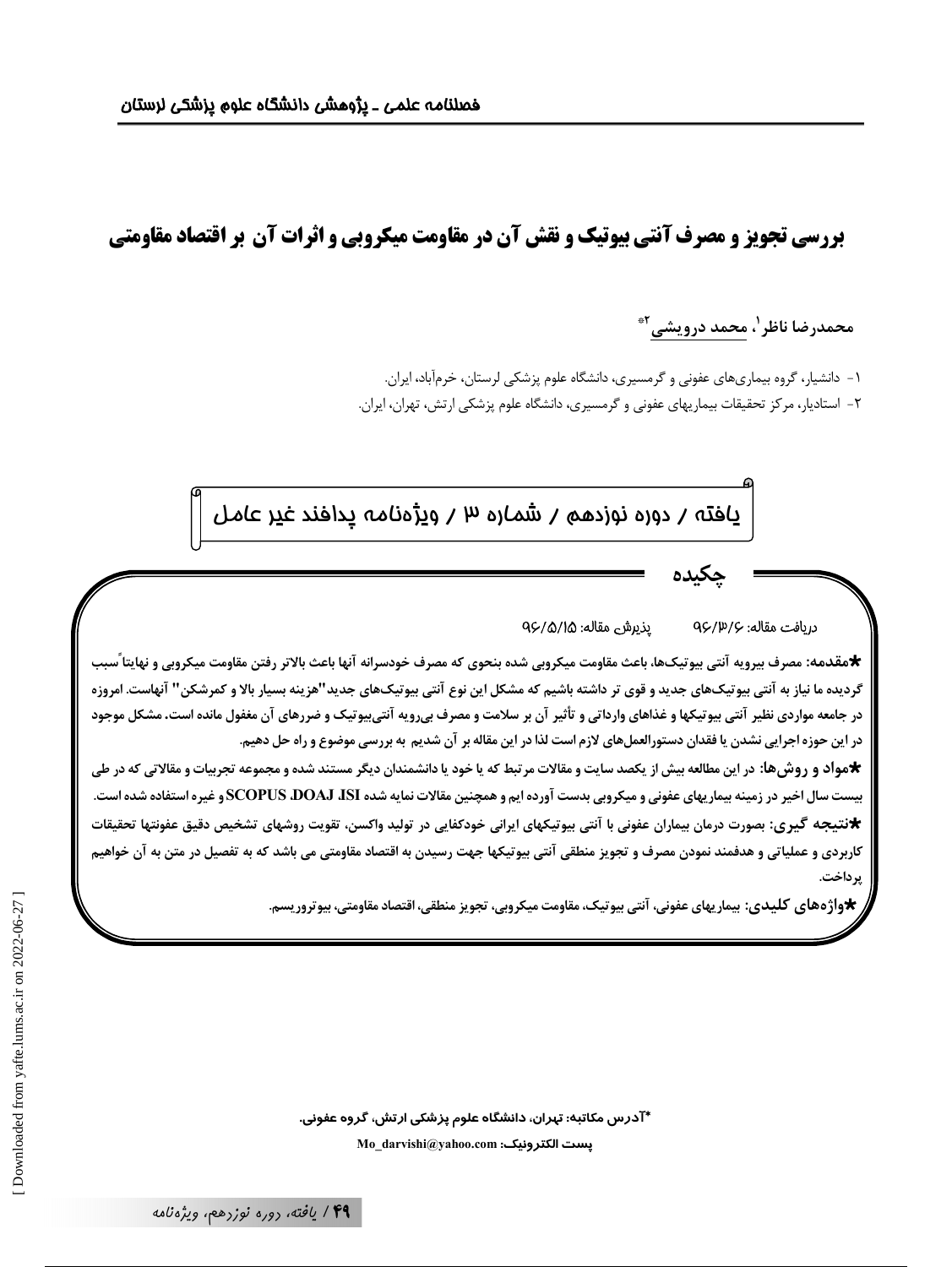# بررسی تجویز و مصرف آنتی بیوتیک و نقش آن در مقاومت میکروبی و اثرات آن بر اقتصاد مقاومتی

محمدرضا ناظر[1]، محمد درویشی[2]*

۱- دانشیار، گروه بیماری‌های عفونی و گرمسیری، دانشگاه علوم پزشکی لرستان، خرم‌آباد، ایران.

۲- استادیار، مرکز تحقیقات بیماریهای عفونی و گرمسیری، دانشگاه علوم پزشکی ارتش، تهران، ایران.

یافته / دوره نوزدهم / شماره ۳ / ویژه‌نامه پدافند غیر عامل

## چکیده

دریافت مقاله: ۹۶/۳/۶ پذیرش مقاله: ۹۶/۵/۱۵

**★مقدمه:** مصرف بیرویه آنتی بیوتیک‌ها، باعث مقاومت میکروبی شده بنحوی که مصرف خودسرانه آنها باعث بالاتر رفتن مقاومت میکروبی و نهایتاً سبب گردیده ما نیاز به آنتی بیوتیک‌های جدید و قوی تر داشته باشیم که مشکل این نوع آنتی بیوتیک‌های جدید "هزینه بسیار بالا و کمرشکن" آنهاست. امروزه در جامعه مواردی نظیر آنتی بیوتیکها و غذاهای وارداتی و تأثیر آن بر سلامت و مصرف بی‌رویه آنتی‌بیوتیک و ضررهای آن مغفول مانده است. مشکل موجود در این حوزه اجرایی نشدن یا فقدان دستورالعمل‌های لازم است لذا در این مقاله بر آن شدیم به بررسی موضوع و راه حل دهیم.

**★مواد و روش‌ها:** در این مطالعه بیش از یکصد سایت و مقالات مرتبط که یا خود یا دانشمندان دیگر مستند شده و مجموعه تجربیات و مقالاتی که در طی بیست سال اخیر در زمینه بیماریهای عفونی و میکروبی بدست آورده ایم و همچنین مقالات نمایه شده ISI، DOAJ، SCOPUS و غیره استفاده شده است.

**★نتیجه گیری:** بصورت درمان بیماران عفونی با آنتی بیوتیکهای ایرانی خودکفایی در تولید واکسن، تقویت روشهای تشخیص دقیق عفونتها تحقیقات کاربردی و عملیاتی و هدفمند نمودن مصرف و تجویز منطقی آنتی بیوتیکها جهت رسیدن به اقتصاد مقاومتی می باشد که به تفصیل در متن به آن خواهیم پرداخت.

**★واژه‌های کلیدی:** بیماریهای عفونی، آنتی بیوتیک، مقاومت میکروبی، تجویز منطقی، اقتصاد مقاومتی، بیوتروریسم.

*آدرس مکاتبه: تهران، دانشگاه علوم پزشکی ارتش، گروه عفونی.

پست الکترونیک: Mo_darvishi@yahoo.com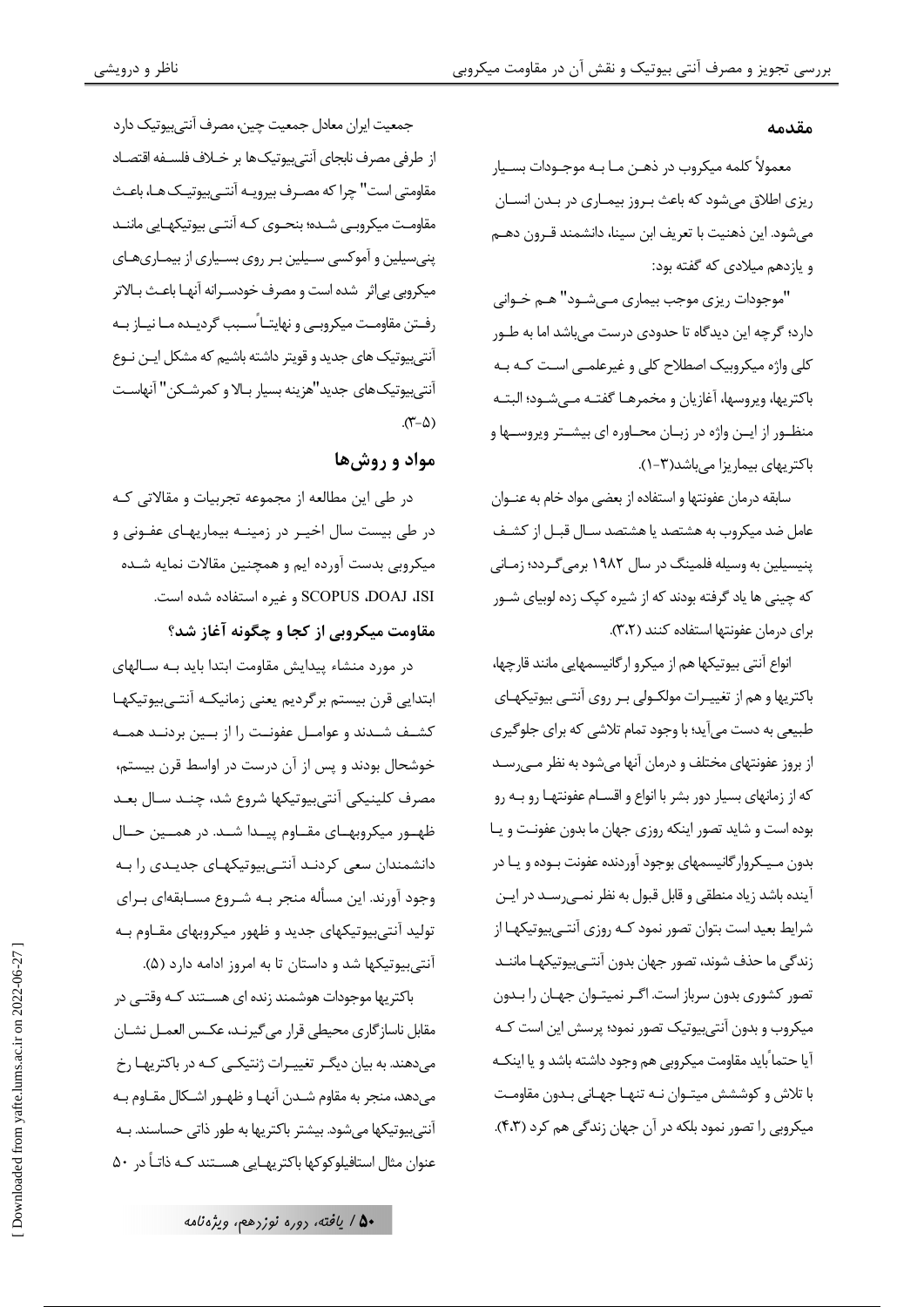## مقدمه

معمولاً کلمه میکروب در ذهـن مـا بـه موجـودات بسـیار ریزی اطلاق می‌شود که باعث بـروز بیمـاری در بـدن انسـان می‌شود. این ذهنیت با تعریف ابن سینا، دانشمند قـرون دهـم و یازدهم میلادی که گفته بود:

"موجودات ریزی موجب بیماری مـی‌شـود" هـم خـوانی دارد؛ گرچه این دیدگاه تا حدودی درست می‌باشد اما به طـور کلی واژه میکروبیک اصطلاح کلی و غیرعلمـی اسـت کـه بـه باکتریها، ویروسها، آغازیان و مخمرهـا گفتـه مـی‌شـود؛ البتـه منظـور از ایـن واژه در زبـان محـاوره ای بیشـتر ویروسـها و باکتریهای بیماریزا می‌باشد(۳-۱).

سابقه درمان عفونتها و استفاده از بعضی مواد خام به عنـوان عامل ضد میکروب به هشتصد یا هشتصد سـال قبـل از کشـف پنیسیلین به وسیله فلمینگ در سال ۱۹۸۲ برمی‌گـردد؛ زمـانی که چینی ها یاد گرفته بودند که از شیره کپک زده لوبیای شـور برای درمان عفونتها استفاده کنند (۳،۲).

انواع آنتی بیوتیکها هم از میکرو ارگانیسمهایی مانند قارچها، باکتریها و هم از تغییـرات مولکـولی بـر روی آنتـی بیوتیکهـای طبیعی به دست می‌آید؛ با وجود تمام تلاشی که برای جلوگیری از بروز عفونتهای مختلف و درمان آنها می‌شود به نظر مـی‌رسـد که از زمانهای بسیار دور بشر با انواع و اقسـام عفونتهـا رو بـه رو بوده است و شاید تصور اینکه روزی جهان ما بدون عفونـت و یـا بدون مـیـکروارگانیسمهای بوجود آورنده عفونت بـوده و یـا در آینده باشد زیاد منطقی و قابل قبول به نظر نمـی‌رسـد در ایـن شرایط بعید است بتوان تصور نمود کـه روزی آنتـی‌بیوتیکهـا از زندگی ما حذف شوند، تصور جهان بدون آنتـی‌بیوتیکهـا ماننـد تصور کشوری بدون سرباز است. اگـر نمیتـوان جهـان را بـدون میکروب و بدون آنتی‌بیوتیک تصور نمود؛ پرسش این است کـه آیا حتماً باید مقاومت میکروبی هم وجود داشته باشد و یا اینکـه با تلاش و کوشش میتـوان نـه تنهـا جهـانی بـدون مقاومـت میکروبی را تصور نمود بلکه در آن جهان زندگی هم کرد (۴،۳).

جمعیت ایران معادل جمعیت چین، مصرف آنتی‌بیوتیک دارد از طرفی مصرف نابجای آنتی‌بیوتیک‌ها بر خـلاف فلسـفه اقتصاد مقاومتی است" چرا که مصـرف بیرویـه آنتـی‌بیوتیـک هـا، باعـث مقاومـت میکروبـی شـده؛ بنحـوی کـه آنتـی بیوتیکهـایی ماننـد پنی‌سیلین و آموکسی سـیلین بـر روی بسـیاری از بیمـاری‌هـای میکروبی بی‌اثر شده است و مصرف خودسـرانه آنهـا باعـث بـالاتر رفـتن مقاومـت میکروبـی و نهایتـاً سـبب گردیـده مـا نیـاز بـه آنتی‌بیوتیک های جدید و قویتر داشته باشیم که مشکل ایـن نـوع آنتی‌بیوتیک‌های جدید"هزینه بسیار بـالا و کمرشـکن" آنهاسـت (۵-۳).

## مواد و روش‌ها

در طی این مطالعه از مجموعه تجربیات و مقالاتی کـه در طی بیست سال اخیـر در زمینـه بیماریهـای عفـونی و میکروبی بدست آورده ایم و همچنین مقالات نمایه شـده ISI، DOAJ، SCOPUS و غیره استفاده شده است.

### مقاومت میکروبی از کجا و چگونه آغاز شد؟

در مورد منشاء پیدایش مقاومت ابتدا باید بـه سـالهای ابتدایی قرن بیستم برگردیم یعنی زمانیکـه آنتـی‌بیوتیکهـا کشـف شـدند و عوامـل عفونـت را از بـین بردنـد همـه خوشحال بودند و پس از آن درست در اواسط قرن بیستم، مصرف کلینیکی آنتی‌بیوتیکها شروع شد، چنـد سـال بعـد ظهـور میکروبهـای مقـاوم پیـدا شـد. در همـین حـال دانشمندان سعی کردنـد آنتـی‌بیوتیکهـای جدیـدی را بـه وجود آورند. این مسأله منجر بـه شـروع مسـابقه‌ای بـرای تولید آنتی‌بیوتیکهای جدید و ظهور میکروبهای مقـاوم بـه آنتی‌بیوتیکها شد و داستان تا به امروز ادامه دارد (۵).

باکتریها موجودات هوشمند زنده ای هسـتند کـه وقتـی در مقابل ناسازگاری محیطی قرار می‌گیرنـد، عکـس العمـل نشـان می‌دهند. به بیان دیگـر تغییـرات ژنتیکـی کـه در باکتریهـا رخ می‌دهد، منجر به مقاوم شـدن آنهـا و ظهـور اشـکال مقـاوم بـه آنتی‌بیوتیکها می‌شود. بیشتر باکتریها به طور ذاتی حساسند. بـه عنوان مثال استافیلوکوکها باکتریهـایی هسـتند کـه ذاتـاً در ۵۰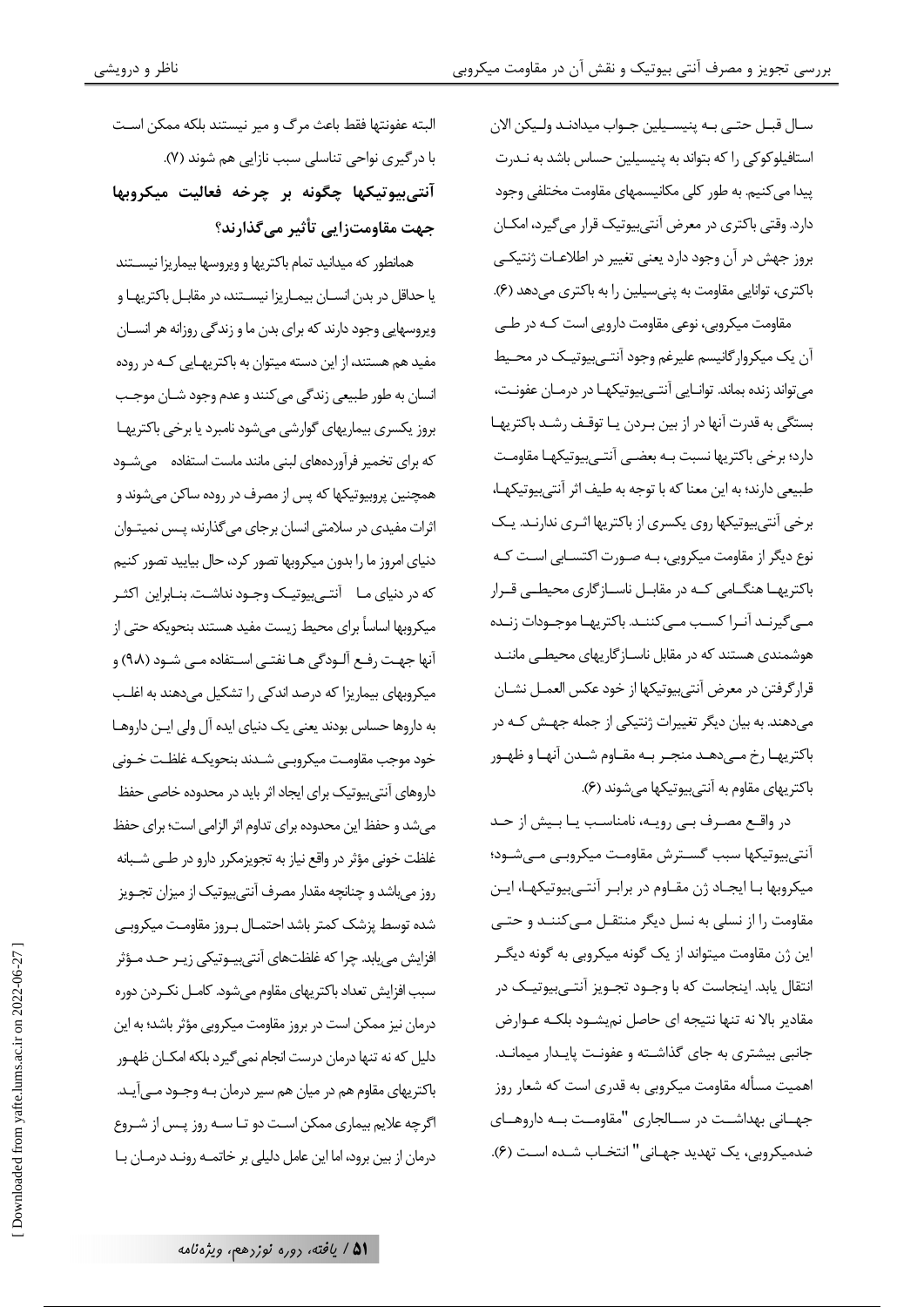سـال قبـل حتـی بـه پنیسـیلین جـواب میدادنـد ولـیکن الان استافیلوکوکی را که بتواند به پنیسیلین حساس باشد به نـدرت پیدا میکنیم. به طور کلی مکانیسمهای مقاومت مختلفی وجود دارد. وقتی باکتری در معرض آنتیبیوتیک قرار میگیرد، امکـان بروز جهش در آن وجود دارد یعنی تغییر در اطلاعـات ژنتیکـی باکتری، توانایی مقاومت به پنیسیلین را به باکتری میدهد (۶).

مقاومت میکروبی، نوعی مقاومت دارویی است کـه در طـی آن یک میکروارگانیسم علیرغم وجود آنتـیبیوتیـک در محـیط میتواند زنده بماند. توانـایی آنتـیبیوتیکهـا در درمـان عفونـت، بستگی به قدرت آنها در از بین بـردن یـا توقـف رشـد باکتریهـا دارد؛ برخی باکتریها نسبت بـه بعضـی آنتـیبیوتیکهـا مقاومـت طبیعی دارند؛ به این معنا که با توجه به طیف اثر آنتیبیوتیکهـا، برخی آنتیبیوتیکها روی یکسری از باکتریها اثـری ندارنـد. یـک نوع دیگر از مقاومت میکروبی، بـه صـورت اکتسـابی اسـت کـه باکتریهـا هنگـامی کـه در مقابـل ناسـازگاری محیطـی قـرار مـیگیرنـد آنـرا کسـب مـیکننـد. باکتریهـا موجـودات زنـده هوشمندی هستند که در مقابل ناسـازگاریهای محیطـی ماننـد قرارگرفتن در معرض آنتیبیوتیکها از خود عکس العمـل نشـان میدهند. به بیان دیگر تغییرات ژنتیکی از جمله جهـش کـه در باکتریهـا رخ مـیدهـد منجـر بـه مقـاوم شـدن آنهـا و ظهـور باکتریهای مقاوم به آنتیبیوتیکها میشوند (۶).

در واقـع مصـرف بـی رویـه، نامناسـب یـا بـیش از حـد آنتیبیوتیکها سبب گسـترش مقاومـت میکروبـی مـیشـود؛ میکروبها بـا ایجـاد ژن مقـاوم در برابـر آنتـیبیوتیکهـا، ایـن مقاومت را از نسلی به نسل دیگر منتقـل مـیکننـد و حتـی این ژن مقاومت میتواند از یک گونه میکروبی به گونه دیگـر انتقال یابد. اینجاست که با وجـود تجـویز آنتـیبیوتیـک در مقادیر بالا نه تنها نتیجه ای حاصل نمیشـود بلکـه عـوارض جانبی بیشتری به جای گذاشـته و عفونـت پایـدار میمانـد. اهمیت مسأله مقاومت میکروبی به قدری است که شعار روز جهـانی بهداشـت در سـالجاری "مقاومـت بـه داروهـای ضدمیکروبی، یک تهدید جهـانی" انتخـاب شـده اسـت (۶).

البته عفونتها فقط باعث مرگ و میر نیستند بلکه ممکن است با درگیری نواحی تناسلی سبب نازایی هم شوند (۷).

## آنتیبیوتیکها چگونه بر چرخه فعالیت میکروبها جهت مقاومتزایی تأثیر میگذارند؟

همانطور که میدانید تمام باکتریها و ویروسها بیماریزا نیسـتند یا حداقل در بدن انسـان بیمـاریزا نیسـتند، در مقابـل باکتریهـا و ویروسهایی وجود دارند که برای بدن ما و زندگی روزانه هر انسـان مفید هم هستند، از این دسته میتوان به باکتریهـایی کـه در روده انسان به طور طبیعی زندگی میکنند و عدم وجود شـان موجـب بروز یکسری بیماریهای گوارشی میشود نامبرد یا برخی باکتریهـا که برای تخمیر فرآوردههای لبنی مانند ماست استفاده میشـود همچنین پروبیوتیکها که پس از مصرف در روده ساکن میشوند و اثرات مفیدی در سلامتی انسان برجای میگذارند، پـس نمیتـوان دنیای امروز ما را بدون میکروبها تصور کرد، حال بیایید تصور کنیم که در دنیای مـا آنتـیبیوتیـک وجـود نداشـت. بنـابراین اکثـر میکروبها اساساً برای محیط زیست مفید هستند بنحویکه حتی از آنها جهـت رفـع آلـودگی هـا نفتـی اسـتفاده مـی شـود (۹،۸) و میکروبهای بیماریزا که درصد اندکی را تشکیل میدهند به اغلـب به داروها حساس بودند یعنی یک دنیای ایده آل ولی ایـن داروهـا خود موجب مقاومـت میکروبـی شـدند بنحویکـه غلظـت خـونی داروهای آنتیبیوتیک برای ایجاد اثر باید در محدوده خاصی حفظ میشد و حفظ این محدوده برای تداوم اثر الزامی است؛ برای حفظ غلظت خونی مؤثر در واقع نیاز به تجویزمکرر دارو در طـی شـبانه روز میباشد و چنانچه مقدار مصرف آنتیبیوتیک از میزان تجـویز شده توسط پزشک کمتر باشد احتمـال بـروز مقاومـت میکروبـی افزایش مییابد. چرا که غلظتهای آنتیبیـوتیکی زیـر حـد مـؤثر سبب افزایش تعداد باکتریهای مقاوم میشود. کامـل نکـردن دوره درمان نیز ممکن است در بروز مقاومت میکروبی مؤثر باشد؛ به این دلیل که نه تنها درمان درست انجام نمیگیرد بلکه امکـان ظهـور باکتریهای مقاوم هم در میان هم سیر درمان بـه وجـود مـیآیـد. اگرچه علایم بیماری ممکن است دو تـا سـه روز پـس از شـروع درمان از بین برود، اما این عامل دلیلی بر خاتمـه رونـد درمـان بـا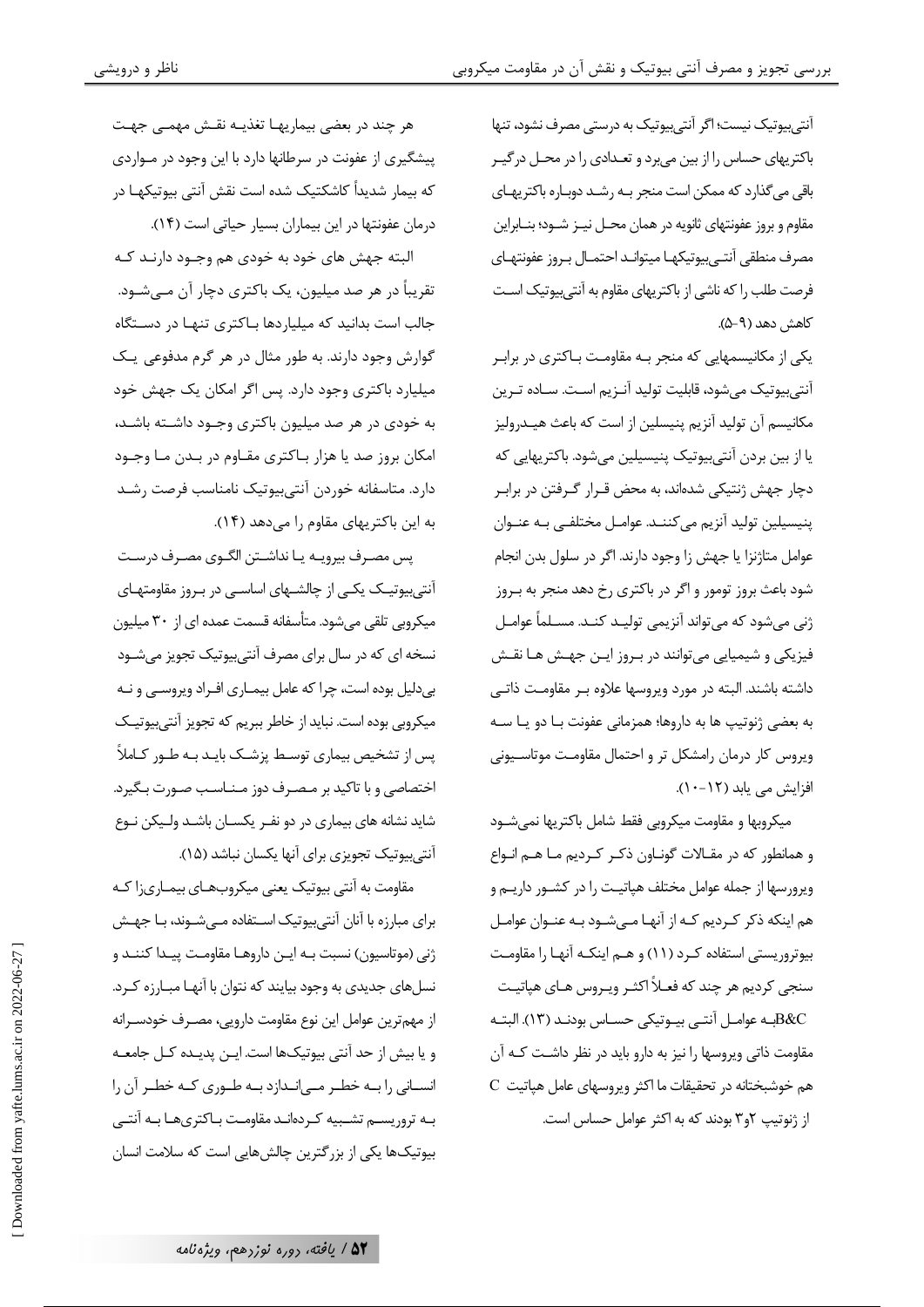آنتی‌بیوتیک نیست؛ اگر آنتی‌بیوتیک به درستی مصرف نشود، تنها باکتریهای حساس را از بین می‌برد و تعدادی را در محل درگیر باقی می‌گذارد که ممکن است منجر به رشد دوباره باکتریهای مقاوم و بروز عفونتهای ثانویه در همان محل نیز شود؛ بنابراین مصرف منطقی آنتی‌بیوتیکها میتواند احتمال بروز عفونتهای فرصت طلب را که ناشی از باکتریهای مقاوم به آنتی‌بیوتیک است کاهش دهد (۹-۵).

یکی از مکانیسمهایی که منجر به مقاومت باکتری در برابر آنتی‌بیوتیک می‌شود، قابلیت تولید آنزیم است. ساده ترین مکانیسم آن تولید آنزیم پنیسلین از است که باعث هیدرولیز یا از بین بردن آنتی‌بیوتیک پنیسیلین می‌شود. باکتریهایی که دچار جهش ژنتیکی شده‌اند، به محض قرار گرفتن در برابر پنیسیلین تولید آنزیم می‌کنند. عوامل مختلفی به عنوان عوامل متاژنزا یا جهش زا وجود دارند. اگر در سلول بدن انجام شود باعث بروز تومور و اگر در باکتری رخ دهد منجر به بروز ژنی می‌شود که می‌تواند آنزیمی تولید کند. مسلماً عوامل فیزیکی و شیمیایی می‌توانند در بروز این جهش ها نقش داشته باشند. البته در مورد ویروسها علاوه بر مقاومت ذاتی به بعضی ژنوتیپ ها به داروها؛ همزمانی عفونت با دو یا سه ویروس کار درمان رامشکل تر و احتمال مقاومت موتاسیونی افزایش می یابد (۱۲-۱۰).

میکروبها و مقاومت میکروبی فقط شامل باکتریها نمی‌شود و همانطور که در مقالات گوناون ذکر کردیم ما هم انواع ویرورسها از جمله عوامل مختلف هپاتیت را در کشور داریم و هم اینکه ذکر کردیم که از آنها می‌شود به عنوان عوامل بیوترویستی استفاده کرد (۱۱) و هم اینکه آنها را مقاومت سنجی کردیم هر چند که فعلاً اکثر ویروس های هپاتیت B&Cبه عوامل آنتی بیوتیکی حساس بودند (۱۳). البته مقاومت ذاتی ویروسها را نیز به دارو باید در نظر داشت که آن هم خوشبختانه در تحقیقات ما اکثر ویروسهای عامل هپاتیت C از ژنوتیپ ۲و۳ بودند که به اکثر عوامل حساس است.

هر چند در بعضی بیماریها تغذیه نقش مهمی جهت پیشگیری از عفونت در سرطانها دارد با این وجود در مواردی که بیمار شدیداً کاشکتیک شده است نقش آنتی بیوتیکها در درمان عفونتها در این بیماران بسیار حیاتی است (۱۴).

البته جهش های خود به خودی هم وجود دارند که تقریباً در هر صد میلیون، یک باکتری دچار آن می‌شود. جالب است بدانید که میلیاردها باکتری تنها در دستگاه گوارش وجود دارند. به طور مثال در هر گرم مدفوعی یک میلیارد باکتری وجود دارد. پس اگر امکان یک جهش خود به خودی در هر صد میلیون باکتری وجود داشته باشد، امکان بروز صد یا هزار باکتری مقاوم در بدن ما وجود دارد. متاسفانه خوردن آنتی‌بیوتیک نامناسب فرصت رشد به این باکتریهای مقاوم را می‌دهد (۱۴).

پس مصرف بیرویه یا نداشتن الگوی مصرف درست آنتی‌بیوتیک یکی از چالشهای اساسی در بروز مقاومتهای میکروبی تلقی می‌شود. متأسفانه قسمت عمده ای از ۳۰ میلیون نسخه ای که در سال برای مصرف آنتی‌بیوتیک تجویز می‌شود بی‌دلیل بوده است، چرا که عامل بیماری افراد ویروسی و نه میکروبی بوده است. نباید از خاطر ببریم که تجویز آنتی‌بیوتیک پس از تشخیص بیماری توسط پزشک باید به طور کاملاً اختصاصی و با تاکید بر مصرف دوز مناسب صورت بگیرد. شاید نشانه های بیماری در دو نفر یکسان باشد ولیکن نوع آنتی‌بیوتیک تجویزی برای آنها یکسان نباشد (۱۵).

مقاومت به آنتی بیوتیک یعنی میکروب‌های بیماری‌زا که برای مبارزه با آنان آنتی‌بیوتیک استفاده می‌شوند، با جهش ژنی (موتاسیون) نسبت به این داروها مقاومت پیدا کنند و نسل‌های جدیدی به وجود بیایند که نتوان با آنها مبارزه کرد. از مهم‌ترین عوامل این نوع مقاومت دارویی، مصرف خودسرانه و یا بیش از حد آنتی بیوتیک‌ها است. این پدیده کل جامعه انسانی را به خطر می‌اندازد به طوری که خطر آن را به تروریسم تشبیه کرده‌اند مقاومت باکتری‌ها به آنتی بیوتیک‌ها یکی از بزرگترین چالش‌هایی است که سلامت انسان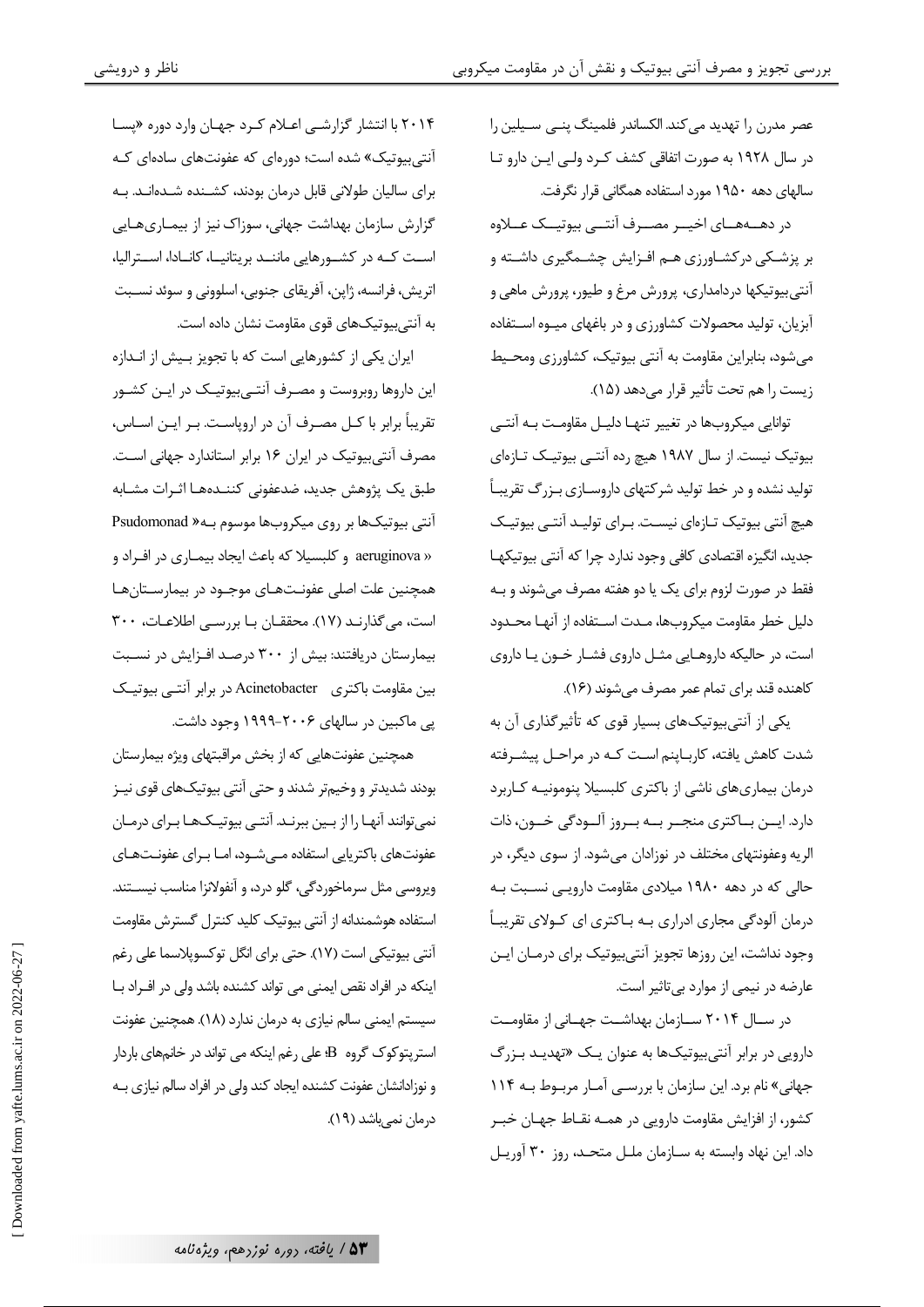عصر مدرن را تهدید می‌کند. الکساندر فلمینگ پنی سیلین را در سال ۱۹۲۸ به صورت اتفاقی کشف کرد ولی این دارو تا سالهای دهه ۱۹۵۰ مورد استفاده همگانی قرار نگرفت.

در دهه‌های اخیر مصرف آنتی بیوتیک علاوه بر پزشکی درکشاورزی هم افزایش چشمگیری داشته و آنتی‌بیوتیکها دردامداری، پرورش مرغ و طیور، پرورش ماهی و آبزیان، تولید محصولات کشاورزی و در باغهای میوه استفاده می‌شود، بنابراین مقاومت به آنتی بیوتیک، کشاورزی ومحیط زیست را هم تحت تأثیر قرار می‌دهد (۱۵).

توانایی میکروبها در تغییر تنها دلیل مقاومت به آنتی بیوتیک نیست. از سال ۱۹۸۷ هیچ رده آنتی بیوتیک تازه‌ای تولید نشده و در خط تولید شرکتهای داروسازی بزرگ تقریباً هیچ آنتی بیوتیک تازه‌ای نیست. برای تولید آنتی بیوتیک جدید، انگیزه اقتصادی کافی وجود ندارد چرا که آنتی بیوتیکها فقط در صورت لزوم برای یک یا دو هفته مصرف می‌شوند و به دلیل خطر مقاومت میکروبها، مدت استفاده از آنها محدود است، در حالیکه داروهایی مثل داروی فشار خون یا داروی کاهنده قند برای تمام عمر مصرف می‌شوند (۱۶).

یکی از آنتی‌بیوتیک‌های بسیار قوی که تأثیرگذاری آن به شدت کاهش یافته، کارباپنم است که در مراحل پیشرفته درمان بیماری‌های ناشی از باکتری کلبسیلا پنومونیه کاربرد دارد. این باکتری منجر به بروز آلودگی خون، ذات الریه وعفونتهای مختلف در نوزادان می‌شود. از سوی دیگر، در حالی که در دهه ۱۹۸۰ میلادی مقاومت دارویی نسبت به درمان آلودگی مجاری ادراری به باکتری ای کولای تقریباً وجود نداشت، این روزها تجویز آنتی‌بیوتیک برای درمان این عارضه در نیمی از موارد بی‌تاثیر است.

در سال ۲۰۱۴ سازمان بهداشت جهانی از مقاومت دارویی در برابر آنتی‌بیوتیک‌ها به عنوان یک «تهدید بزرگ جهانی» نام برد. این سازمان با بررسی آمار مربوط به ۱۱۴ کشور، از افزایش مقاومت دارویی در همه نقاط جهان خبر داد. این نهاد وابسته به سازمان ملل متحد، روز ۳۰ آوریل ۲۰۱۴ با انتشار گزارشی اعلام کرد جهان وارد دوره «پسا آنتی‌بیوتیک» شده است؛ دوره‌ای که عفونت‌های ساده‌ای که برای سالیان طولانی قابل درمان بودند، کشنده شده‌اند. به گزارش سازمان بهداشت جهانی، سوزاک نیز از بیماری‌هایی است که در کشورهایی مانند بریتانیا، کانادا، استرالیا، اتریش، فرانسه، ژاپن، آفریقای جنوبی، اسلوونی و سوئد نسبت به آنتی‌بیوتیک‌های قوی مقاومت نشان داده است.

ایران یکی از کشورهایی است که با تجویز بیش از اندازه این داروها روبروست و مصرف آنتی‌بیوتیک در این کشور تقریباً برابر با کل مصرف آن در اروپاست. بر این اساس، مصرف آنتی‌بیوتیک در ایران ۱۶ برابر استاندارد جهانی است. طبق یک پژوهش جدید، ضدعفونی کننده‌ها اثرات مشابه آنتی بیوتیک‌ها بر روی میکروب‌ها موسوم به« Psudomonad aeruginova » و کلبسیلا که باعث ایجاد بیماری در افراد و همچنین علت اصلی عفونت‌های موجود در بیمارستان‌ها است، می‌گذارند (۱۷). محققان با بررسی اطلاعات، ۳۰۰ بیمارستان دریافتند: بیش از ۳۰۰ درصد افزایش در نسبت بین مقاومت باکتری Acinetobacter در برابر آنتی بیوتیک پی ماکبین در سالهای ۲۰۰۶-۱۹۹۹ وجود داشت.

همچنین عفونت‌هایی که از بخش مراقبتهای ویژه بیمارستان بودند شدیدتر و وخیم‌تر شدند و حتی آنتی بیوتیک‌های قوی نیز نمی‌توانند آنها را از بین ببرند. آنتی بیوتیک‌ها برای درمان عفونت‌های باکتریایی استفاده می‌شود، اما برای عفونت‌های ویروسی مثل سرماخوردگی، گلو درد، و آنفولانزا مناسب نیستند. استفاده هوشمندانه از آنتی بیوتیک کلید کنترل گسترش مقاومت آنتی بیوتیکی است (۱۷). حتی برای انگل توکسوپلاسما علی رغم اینکه در افراد نقص ایمنی می تواند کشنده باشد ولی در افراد با سیستم ایمنی سالم نیازی به درمان ندارد (۱۸). همچنین عفونت استرپتوکوک گروه B؛ علی رغم اینکه می تواند در خانم‌های باردار و نوزادانشان عفونت کشنده ایجاد کند ولی در افراد سالم نیازی به درمان نمی‌باشد (۱۹).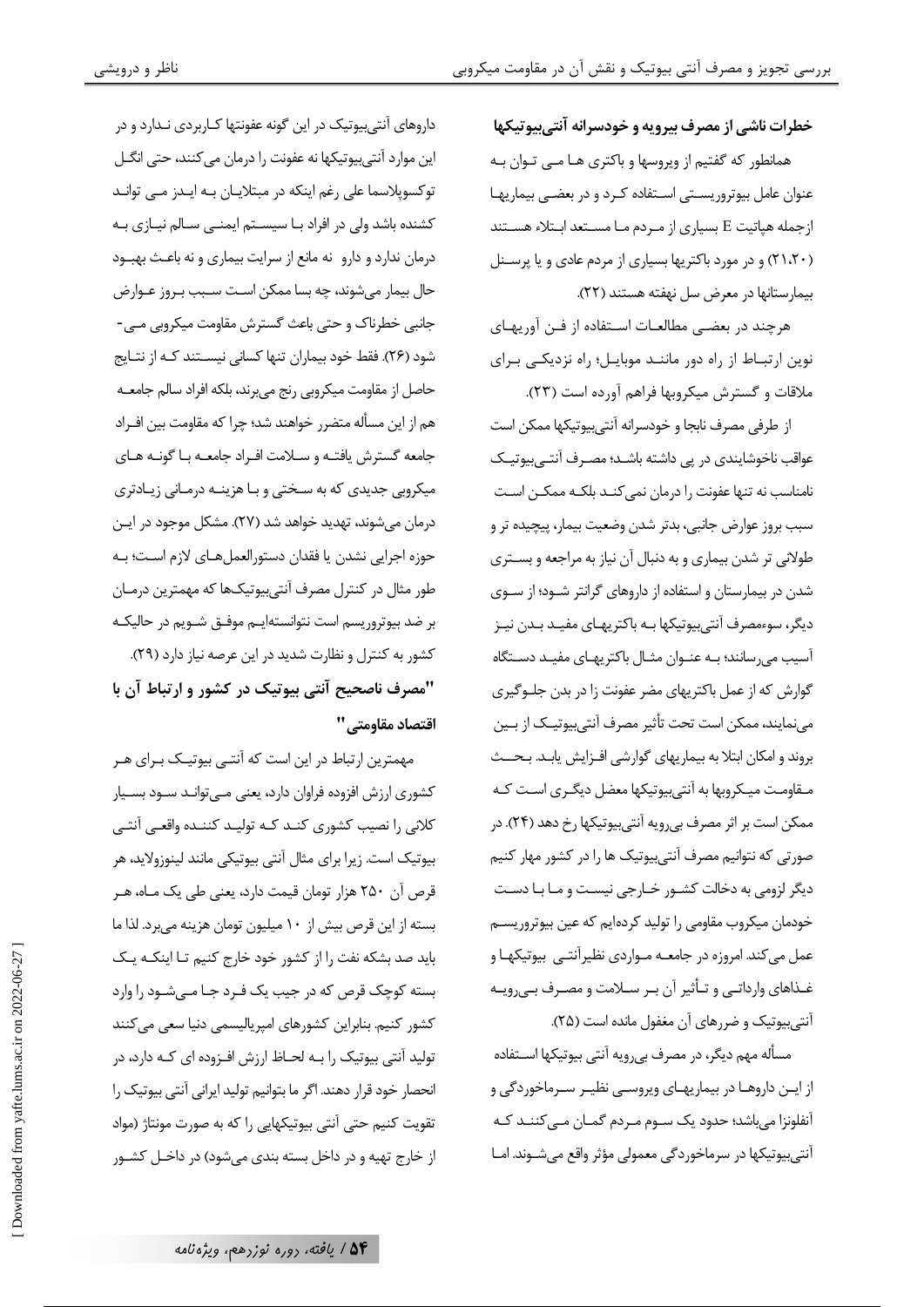**خطرات ناشی از مصرف بیرویه و خودسرانه آنتی‌بیوتیکها**

همانطور که گفتیم از ویروسها و باکتری ها می توان به عنوان عامل بیوتروریستی استفاده کرد و در بعضی بیماریها ازجمله هپاتیت E بسیاری از مردم ما مستعد ابتلاء هستند (۲۱،۲۰) و در مورد باکتریها بسیاری از مردم عادی و یا پرسنل بیمارستانها در معرض سل نهفته هستند (۲۲).

هرچند در بعضی مطالعات استفاده از فن آوریهای نوین ارتباط از راه دور مانند موبایل؛ راه نزدیکی برای ملاقات و گسترش میکروبها فراهم آورده است (۲۳).

از طرفی مصرف نابجا و خودسرانه آنتی‌بیوتیکها ممکن است عواقب ناخوشایندی در پی داشته باشد؛ مصرف آنتی‌بیوتیک نامناسب نه تنها عفونت را درمان نمی‌کند بلکه ممکن است سبب بروز عوارض جانبی، بدتر شدن وضعیت بیمار، پیچیده تر و طولانی تر شدن بیماری و به دنبال آن نیاز به مراجعه و بستری شدن در بیمارستان و استفاده از داروهای گرانتر شود؛ از سوی دیگر، سوءمصرف آنتی‌بیوتیکها به باکتریهای مفید بدن نیز آسیب می‌رسانند؛ به عنوان مثال باکتریهای مفید دستگاه گوارش که از عمل باکتریهای مضر عفونت زا در بدن جلوگیری می‌نمایند، ممکن است تحت تأثیر مصرف آنتی‌بیوتیک از بین بروند و امکان ابتلا به بیماریهای گوارشی افزایش یابد. بحث مقاومت میکروبها به آنتی‌بیوتیکها معضل دیگری است که ممکن است بر اثر مصرف بی‌رویه آنتی‌بیوتیکها رخ دهد (۲۴). در صورتی که نتوانیم مصرف آنتی‌بیوتیک ها را در کشور مهار کنیم دیگر لزومی به دخالت کشور خارجی نیست و ما با دست خودمان میکروب مقاومی را تولید کرده‌ایم که عین بیوتروریسم عمل می‌کند. امروزه در جامعه مواردی نظیرآنتی بیوتیکها و غذاهای وارداتی و تأثیر آن بر سلامت و مصرف بی‌رویه آنتی‌بیوتیک و ضررهای آن مغفول مانده است (۲۵).

مسأله مهم دیگر، در مصرف بی‌رویه آنتی بیوتیکها استفاده از این داروها در بیماریهای ویروسی نظیر سرماخوردگی و آنفلونزا می‌باشد؛ حدود یک سوم مردم گمان می‌کنند که آنتی‌بیوتیکها در سرماخوردگی معمولی مؤثر واقع می‌شوند. اما داروهای آنتی‌بیوتیک در این گونه عفونتها کاربردی ندارد و در این موارد آنتی‌بیوتیکها نه عفونت را درمان می‌کنند، حتی انگل توکسوپلاسما علی رغم اینکه در مبتلایان به ایدز می تواند کشنده باشد ولی در افراد با سیستم ایمنی سالم نیازی به درمان ندارد و دارو نه مانع از سرایت بیماری و نه باعث بهبود حال بیمار می‌شوند، چه بسا ممکن است سبب بروز عوارض جانبی خطرناک و حتی باعث گسترش مقاومت میکروبی می‌شود (۲۶). فقط خود بیماران تنها کسانی نیستند که از نتایج حاصل از مقاومت میکروبی رنج می‌برند، بلکه افراد سالم جامعه هم از این مسأله متضرر خواهند شد؛ چرا که مقاومت بین افراد جامعه گسترش یافته و سلامت افراد جامعه با گونه های میکروبی جدیدی که به سختی و با هزینه درمانی زیادتری درمان می‌شوند، تهدید خواهد شد (۲۷). مشکل موجود در این حوزه اجرایی نشدن یا فقدان دستورالعمل‌های لازم است؛ به طور مثال در کنترل مصرف آنتی‌بیوتیک‌ها که مهمترین درمان بر ضد بیوتروریسم است نتوانسته‌ایم موفق شویم در حالیکه کشور به کنترل و نظارت شدید در این عرصه نیاز دارد (۲۹).

**"مصرف ناصحیح آنتی بیوتیک در کشور و ارتباط آن با اقتصاد مقاومتی"**

مهمترین ارتباط در این است که آنتی بیوتیک برای هر کشوری ارزش افزوده فراوان دارد، یعنی می‌تواند سود بسیار کلانی را نصیب کشوری کند که تولید کننده واقعی آنتی بیوتیک است. زیرا برای مثال آنتی بیوتیکی مانند لینوزولاید، هر قرص آن ۲۵۰ هزار تومان قیمت دارد، یعنی طی یک ماه، هر بسته از این قرص بیش از ۱۰ میلیون تومان هزینه می‌برد. لذا ما باید صد بشکه نفت را از کشور خود خارج کنیم تا اینکه یک بسته کوچک قرص که در جیب یک فرد جا می‌شود را وارد کشور کنیم. بنابراین کشورهای امپریالیسمی دنیا سعی می‌کنند تولید آنتی بیوتیک را به لحاظ ارزش افزوده ای که دارد، در انحصار خود قرار دهند. اگر ما بتوانیم تولید ایرانی آنتی بیوتیک را تقویت کنیم حتی آنتی بیوتیکهایی را که به صورت مونتاژ (مواد از خارج تهیه و در داخل بسته بندی می‌شود) در داخل کشور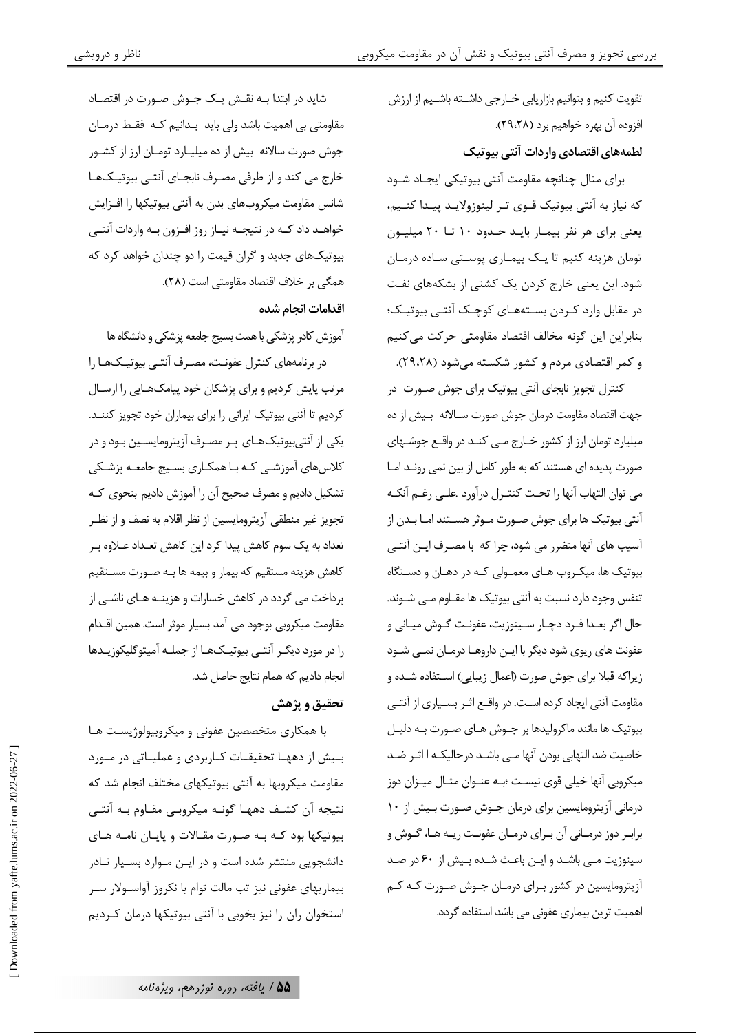تقویت کنیم و بتوانیم بازاریابی خارجی داشته باشیم از ارزش افزوده آن بهره خواهیم برد (۲۹،۲۸).

### لطمه‌های اقتصادی واردات آنتی بیوتیک

برای مثال چنانچه مقاومت آنتی بیوتیکی ایجاد شود که نیاز به آنتی بیوتیک قوی تر لینوزولاید پیدا کنیم، یعنی برای هر نفر بیمار باید حدود ۱۰ تا ۲۰ میلیون تومان هزینه کنیم تا یک بیماری پوستی ساده درمان شود. این یعنی خارج کردن یک کشتی از بشکه‌های نفت در مقابل وارد کردن بسته‌های کوچک آنتی بیوتیک؛ بنابراین این گونه مخالف اقتصاد مقاومتی حرکت می‌کنیم و کمر اقتصادی مردم و کشور شکسته می‌شود (۲۹،۲۸).

کنترل تجویز نابجای آنتی بیوتیک برای جوش صورت در جهت اقتصاد مقاومت درمان جوش صورت سالانه بیش از ده میلیارد تومان ارز از کشور خارج می کند در واقع جوشهای صورت پدیده ای هستند که به طور کامل از بین نمی روند اما می توان التهاب آنها را تحت کنترل درآورد .علی رغم آنکه آنتی بیوتیک ها برای جوش صورت موثر هستند اما بدن از آسیب های آنها متضرر می شود، چرا که با مصرف این آنتی بیوتیک ها، میکروب های معمولی که در دهان و دستگاه تنفس وجود دارد نسبت به آنتی بیوتیک ها مقاوم می شوند. حال اگر بعدا فرد دچار سینوزیت، عفونت گوش میانی و عفونت های ریوی شود دیگر با این داروها درمان نمی شود زیراکه قبلا برای جوش صورت (اعمال زیبایی) استفاده شده و مقاومت آنتی ایجاد کرده است. در واقع اثر بسیاری از آنتی بیوتیک ها مانند ماکرولیدها بر جوش های صورت به دلیل خاصیت ضد التهابی بودن آنها می باشد درحالیکه ا اثر ضد میکروبی آنها خیلی قوی نیست ؛به عنوان مثال میزان دوز درمانی آزیترومایسین برای درمان جوش صورت بیش از ۱۰ برابر دوز درمانی آن برای درمان عفونت ریه ها، گوش و سینوزیت می باشد و این باعث شده بیش از ۶۰ در صد آزیترومایسین در کشور برای درمان جوش صورت که کم اهمیت ترین بیماری عفونی می باشد استفاده گردد.

شاید در ابتدا به نقش یک جوش صورت در اقتصاد مقاومتی بی اهمیت باشد ولی باید بدانیم که فقط درمان جوش صورت سالانه بیش از ده میلیارد تومان ارز از کشور خارج می کند و از طرفی مصرف نابجای آنتی بیوتیک‌ها شانس مقاومت میکروب‌های بدن به آنتی بیوتیکها را افزایش خواهد داد که در نتیجه نیاز روز افزون به واردات آنتی بیوتیک‌های جدید و گران قیمت را دو چندان خواهد کرد که همگی بر خلاف اقتصاد مقاومتی است (۲۸).

### اقدامات انجام شده

آموزش کادر پزشکی با همت بسیج جامعه پزشکی و دانشگاه ها

در برنامه‌های کنترل عفونت، مصرف آنتی بیوتیک‌ها را مرتب پایش کردیم و برای پزشکان خود پیامک‌هایی را ارسال کردیم تا آنتی بیوتیک ایرانی را برای بیماران خود تجویز کنند. یکی از آنتی‌بیوتیک‌های پر مصرف آزیترومایسین بود و در کلاس‌های آموزشی که با همکاری بسیج جامعه پزشکی تشکیل دادیم و مصرف صحیح آن را آموزش دادیم بنحوی که تجویز غیر منطقی آزیترومایسین از نظر اقلام به نصف و از نظر تعداد به یک سوم کاهش پیدا کرد این کاهش تعداد علاوه بر کاهش هزینه مستقیم که بیمار و بیمه ها به صورت مستقیم پرداخت می گردد در کاهش خسارات و هزینه های ناشی از مقاومت میکروبی بوجود می آمد بسیار موثر است. همین اقدام را در مورد دیگر آنتی بیوتیک‌ها از جمله آمیتوگلیکوزیدها انجام دادیم که همام نتایج حاصل شد.

### تحقیق و پژهش

با همکاری متخصصین عفونی و میکروبیولوژیست ها بیش از دهها تحقیقات کاربردی و عملیاتی در مورد مقاومت میکروبها به آنتی بیوتیکهای مختلف انجام شد که نتیجه آن کشف دهها گونه میکروبی مقاوم به آنتی بیوتیکها بود که به صورت مقالات و پایان نامه های دانشجویی منتشر شده است و در این موارد بسیار نادر بیماریهای عفونی نیز تب مالت توام با نکروز آواسولار سر استخوان ران را نیز بخوبی با آنتی بیوتیکها درمان کردیم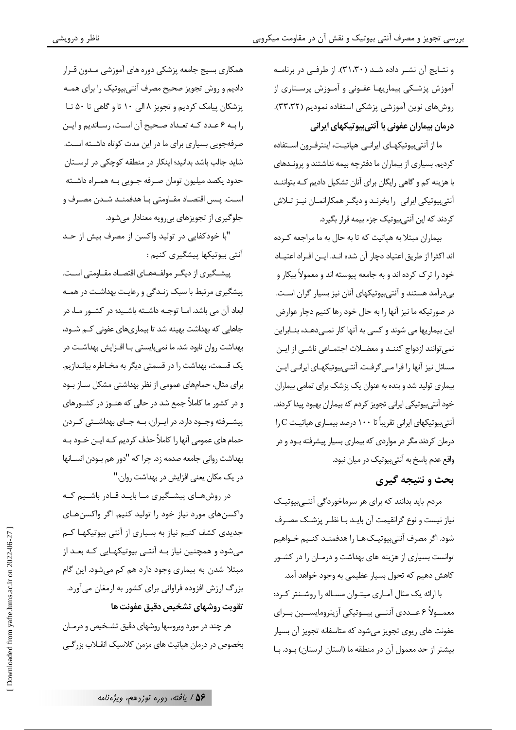و نتایج آن نشر داده شد (۳۱،۳۰). از طرفی در برنامه آموزش پزشکی بیماریها عفونی و آموزش پرستاری از روش‌های نوین آموزشی پزشکی استفاده نمودیم (۳۳،۳۲).

**درمان بیماران عفونی با آنتی‌بیوتیکهای ایرانی**

ما از آنتی‌بیوتیکهای ایرانی هپاتیت، اینترفرون استفاده کردیم. بسیاری از بیماران ما دفترچه بیمه نداشتند و پرونده‌های با هزینه کم و گاهی رایگان برای آنان تشکیل دادیم که بتوانند آنتی‌بیوتیکی ایرانی را بخرند و دیگر همکارانمان نیز تلاش کردند که این آنتی‌بیوتیک جزء بیمه قرار بگیرد.

بیماران مبتلا به هپاتیت که تا به حال به ما مراجعه کرده اند اکثرا از طریق اعتیاد دچار آن شده اند. این افراد اعتیاد خود را ترک کرده اند و به جامعه پیوسته اند و معمولاً بیکار و بی‌درآمد هستند و آنتی‌بیوتیکهای آنان نیز بسیار گران است. در صورتیکه ما نیز آنها را به حال خود رها کنیم دچار عوارض این بیماریها می شوند و کسی به آنها کار نمی‌دهد، بنابراین نمی‌توانند ازدواج کنند و معضلات اجتماعی ناشی از این مسائل نیز آنها را فرا می‌گرفت. آنتی‌بیوتیکهای ایرانی این بیماری تولید شد و بنده به عنوان یک پزشک برای تمامی بیماران خود آنتی‌بیوتیکی ایرانی تجویز کردم که بیماران بهبود پیدا کردند. آنتی‌بیوتیکهای ایرانی تقریباً تا ۱۰۰ درصد بیماری هپاتیت C را درمان کردند مگر در مواردی که بیماری بسیار پیشرفته بود و در واقع عدم پاسخ به آنتی‌بیوتیک در میان نبود.

## بحث و نتیجه گیری

مردم باید بدانند که برای هر سرماخوردگی آنتی‌بیوتیک نیاز نیست و نوع گرانقیمت آن باید با نظر پزشک مصرف شود. اگر مصرف آنتی‌بیوتیک‌ها را هدفمند کنیم خواهیم توانست بسیاری از هزینه های بهداشت و درمان را در کشور کاهش دهیم که تحول بسیار عظیمی به وجود خواهد آمد.

با ارائه یک مثال آماری میتوان مساله را روشنتر کرد: معمولاً ۶ عددی آنتی بیوتیکی آزیترومایسین برای عفونت های ریوی تجویز می‌شود که متاسفانه تجویز آن بسیار بیشتر از حد معمول آن در منطقه ما (استان لرستان) بود. با همکاری بسیج جامعه پزشکی دوره های آموزشی مدون قرار دادیم و روش تجویز صحیح مصرف آنتی‌بیوتیک را برای همه پزشکان پیامک کردیم و تجویز ۸ الی ۱۰ تا و گاهی تا ۵۰ تا را به ۶ عدد که تعداد صحیح آن است، رساندیم و این صرفه‌جویی بسیاری برای ما در این مدت کوتاه داشته است. شاید جالب باشد بدانید؛ اینکار در منطقه کوچکی در لرستان حدود یکصد میلیون تومان صرفه جویی به همراه داشته است. پس اقتصاد مقاومتی با هدفمند شدن مصرف و جلوگیری از تجویزهای بی‌رویه معنادار می‌شود.

"با خودکفایی در تولید واکسن از مصرف بیش از حد آنتی بیوتیکها پیشگیری کنیم :

پیشگیری از دیگر مولفه‌های اقتصاد مقاومتی است. پیشگیری مرتبط با سبک زندگی و رعایت بهداشت در همه ابعاد آن می باشد. اما توجه داشته باشید؛ در کشور ما، در جاهایی که بهداشت بهینه شد تا بیماری‌های عفونی کم شود، بهداشت روان نابود شد. ما نمی‌بایستی با افزایش بهداشت در یک قسمت، بهداشت را در قسمتی دیگر به مخاطره بیاندازیم. برای مثال، حمامهای عمومی از نظر بهداشتی مشکل ساز بود و در کشور ما کاملاً جمع شد در حالی که هنوز در کشورهای پیشرفته وجود دارد. در ایران، به جای بهداشتی کردن حمام های عمومی آنها را کاملاً حذف کردیم که این خود به بهداشت روانی جامعه صدمه زد. چرا که "دور هم بودن انسانها در یک مکان یعنی افزایش در بهداشت روان."

در روش‌های پیشگیری ما باید قادر باشیم که واکسن‌های مورد نیاز خود را تولید کنیم. اگر واکسن‌های جدیدی کشف کنیم نیاز به بسیاری از آنتی بیوتیکها کم می‌شود و همچنین نیاز به آنتی بیوتیکهایی که بعد از مبتلا شدن به بیماری وجود دارد هم کم می‌شود. این گام بزرگ ارزش افزوده فراوانی برای کشور به ارمغان می‌آورد.

**تقویت روشهای تشخیص دقیق عفونت ها**

هر چند در مورد ویروسها روشهای دقیق تشخیص و درمان بخصوص در درمان هپاتیت های مزمن کلاسیک انقلاب بزرگی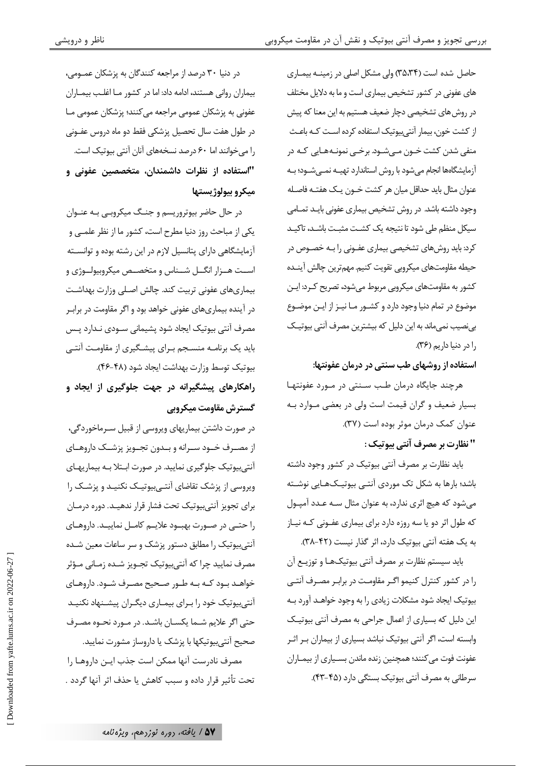حاصل شده است (۳۵،۳۴) ولی مشکل اصلی در زمینه بیماری های عفونی در کشور تشخیص بیماری است و ما به دلایل مختلف در روش‌های تشخیصی دچار ضعیف هستیم به این معنا که پیش از کشت خون، بیمار آنتی‌بیوتیک استفاده کرده است که باعث منفی شدن کشت خون می‌شود. برخی نمونه‌هایی که در آزمایشگاهها انجام می‌شود با روش استاندارد تهیه نمی‌شود؛ به عنوان مثال باید حداقل میان هر کشت خون یک هفته فاصله وجود داشته باشد. در روش تشخیص بیماری عفونی باید تمامی سیکل منظم طی شود تا نتیجه یک کشت مثبت باشد، تاکید کرد: باید روش‌های تشخیصی بیماری عفونی را به خصوص در حیطه مقاومت‌های میکروبی تقویت کنیم. مهم‌ترین چالش آینده کشور به مقاومت‌های میکروبی مربوط می‌شود، تصریح کرد: این موضوع در تمام دنیا وجود دارد و کشور ما نیز از این موضوع بی‌نصیب نمی‌ماند به این دلیل که بیشترین مصرف آنتی بیوتیک را در دنیا داریم (۳۶).

**استفاده از روشهای طب سنتی در درمان عفونتها:**

هرچند جایگاه درمان طب سنتی در مورد عفونتها بسیار ضعیف و گران قیمت است ولی در بعضی موارد به عنوان کمک درمان موثر بوده است (۳۷).

**" نظارت بر مصرف آنتی بیوتیک :**

باید نظارت بر مصرف آنتی بیوتیک در کشور وجود داشته باشد؛ بارها به شکل تک موردی آنتی بیوتیک‌هایی نوشته می‌شود که هیچ اثری ندارد، به عنوان مثال سه عدد آمپول که طول اثر دو یا سه روزه دارد برای بیماری عفونی که نیاز به یک هفته آنتی بیوتیک دارد، اثر گذار نیست (۴۲-۳۸).

باید سیستم نظارت بر مصرف آنتی بیوتیک‌ها و توزیع آن را در کشور کنترل کنیمو اگر مقاومت در برابر مصرف آنتی بیوتیک ایجاد شود مشکلات زیادی را به وجود خواهد آورد به این دلیل که بسیاری از اعمال جراحی به مصرف آنتی بیوتیک وابسته است، اگر آنتی بیوتیک نباشد بسیاری از بیماران بر اثر عفونت فوت می‌کنند؛ همچنین زنده ماندن بسیاری از بیماران سرطانی به مصرف آنتی بیوتیک بستگی دارد (۴۵-۴۳).

در دنیا ۳۰ درصد از مراجعه کنندگان به پزشکان عمومی، بیماران روانی هستند، ادامه داد: اما در کشور ما اغلب بیماران عفونی به پزشکان عمومی مراجعه می‌کنند؛ پزشکان عمومی ما در طول هفت سال تحصیل پزشکی فقط دو ماه دروس عفونی را می‌خوانند اما ۶۰ درصد نسخه‌های آنان آنتی بیوتیک است.

**"استفاده از نظرات داشمندان، متخصصین عفونی و میکرو بیولوژیستها**

در حال حاضر بیوتروریسم و جنگ میکروبی به عنوان یکی از مباحث روز دنیا مطرح است، کشور ما از نظر علمی و آزمایشگاهی دارای پتانسیل لازم در این رشته بوده و توانسته است هزار انگل شناس و متخصص میکروبیولوژی و بیماری‌های عفونی تربیت کند. چالش اصلی وزارت بهداشت در آینده بیماری‌های عفونی خواهد بود و اگر مقاومت در برابر مصرف آنتی بیوتیک ایجاد شود پشیمانی سودی ندارد پس باید یک برنامه منسجم برای پیشگیری از مقاومت آنتی بیوتیک توسط وزارت بهداشت ایجاد شود (۴۸-۴۶).

**راهکارهای پیشگیرانه در جهت جلوگیری از ایجاد و گسترش مقاومت میکروبی**

در صورت داشتن بیماریهای ویروسی از قبیل سرماخوردگی، از مصرف خود سرانه و بدون تجویز پزشک داروهای آنتی‌بیوتیک جلوگیری نمایید. در صورت ابتلا به بیماریهای ویروسی از پزشک تقاضای آنتی‌بیوتیک نکنید و پزشک را برای تجویز آنتی‌بیوتیک تحت فشار قرار ندهید. دوره درمان را حتی در صورت بهبود علایم کامل نمایید. داروهای آنتی‌بیوتیک را مطابق دستور پزشک و سر ساعات معین شده مصرف نمایید چرا که آنتی‌بیوتیک تجویز شده زمانی مؤثر خواهد بود که به طور صحیح مصرف شود. داروهای آنتی‌بیوتیک خود را برای بیماری دیگران پیشنهاد نکنید حتی اگر علایم شما یکسان باشد. در مورد نحوه مصرف صحیح آنتی‌بیوتیکها با پزشک یا داروساز مشورت نمایید.

مصرف نادرست آنها ممکن است جذب این داروها را تحت تأثیر قرار داده و سبب کاهش یا حذف اثر آنها گردد .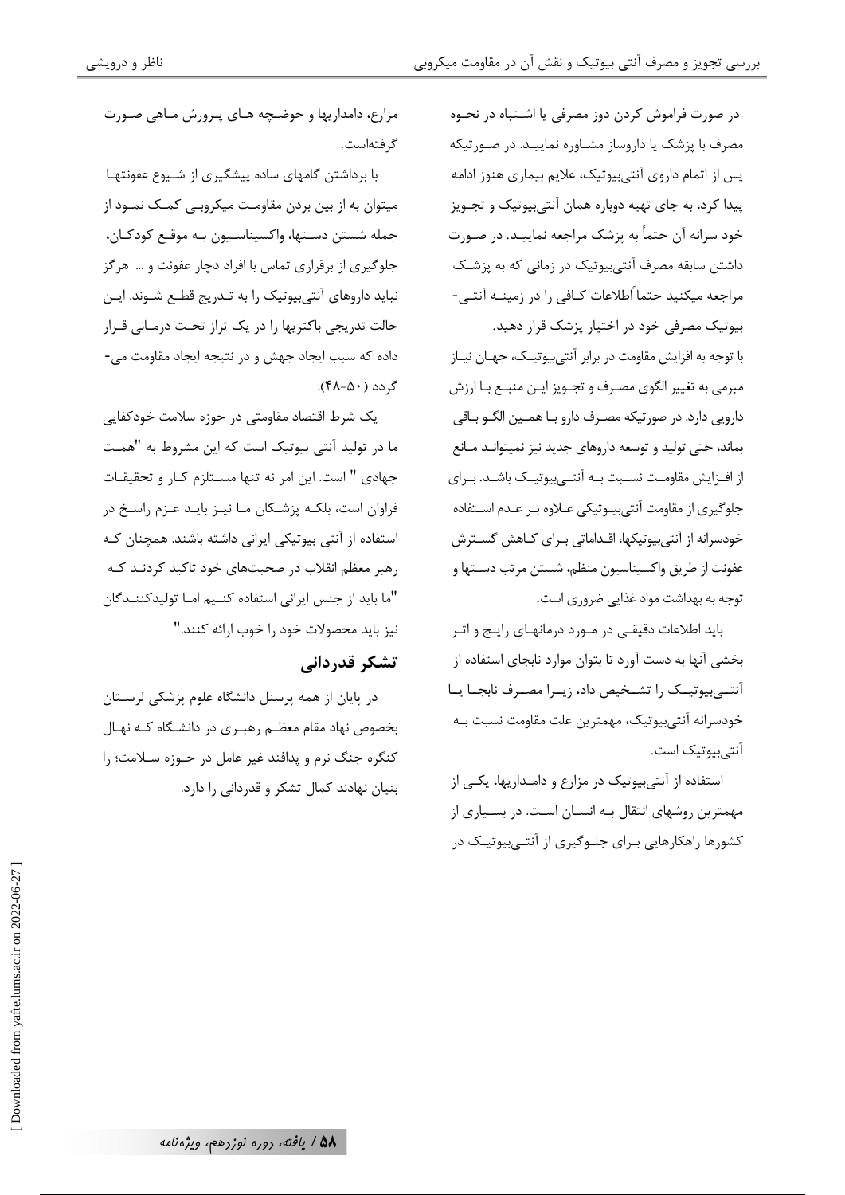در صورت فراموش کردن دوز مصرفی یا اشتباه در نحوه مصرف با پزشک یا داروساز مشاوره نمایید. در صورتیکه پس از اتمام داروی آنتی‌بیوتیک، علایم بیماری هنوز ادامه پیدا کرد، به جای تهیه دوباره همان آنتی‌بیوتیک و تجویز خود سرانه آن حتماً به پزشک مراجعه نمایید. در صورت داشتن سابقه مصرف آنتی‌بیوتیک در زمانی که به پزشک مراجعه میکنید حتماً اطلاعات کافی را در زمینه آنتی-بیوتیک مصرفی خود در اختیار پزشک قرار دهید.

با توجه به افزایش مقاومت در برابر آنتی‌بیوتیک، جهان نیاز مبرمی به تغییر الگوی مصرف و تجویز این منبع با ارزش دارویی دارد. در صورتیکه مصرف دارو با همین الگو باقی بماند، حتی تولید و توسعه داروهای جدید نیز نمیتواند مانع از افزایش مقاومت نسبت به آنتی‌بیوتیک باشد. برای جلوگیری از مقاومت آنتی‌بیوتیکی علاوه بر عدم استفاده خودسرانه از آنتی‌بیوتیکها، اقداماتی برای کاهش گسترش عفونت از طریق واکسیناسیون منظم، شستن مرتب دستها و توجه به بهداشت مواد غذایی ضروری است.

باید اطلاعات دقیقی در مورد درمانهای رایج و اثر بخشی آنها به دست آورد تا بتوان موارد نابجای استفاده از آنتی‌بیوتیک را تشخیص داد، زیرا مصرف نابجا یا خودسرانه آنتی‌بیوتیک، مهمترین علت مقاومت نسبت به آنتی‌بیوتیک است.

استفاده از آنتی‌بیوتیک در مزارع و دامداریها، یکی از مهمترین روشهای انتقال به انسان است. در بسیاری از کشورها راهکارهایی برای جلوگیری از آنتی‌بیوتیک در مزارع، دامداریها و حوضچه های پرورش ماهی صورت گرفته‌است.

با برداشتن گامهای ساده پیشگیری از شیوع عفونتها میتوان به از بین بردن مقاومت میکروبی کمک نمود از جمله شستن دستها، واکسیناسیون به موقع کودکان، جلوگیری از برقراری تماس با افراد دچار عفونت و ... هرگز نباید داروهای آنتی‌بیوتیک را به تدریج قطع شوند. این حالت تدریجی باکتریها را در یک تراز تحت درمانی قرار داده که سبب ایجاد جهش و در نتیجه ایجاد مقاومت می-گردد (۵۰-۴۸).

یک شرط اقتصاد مقاومتی در حوزه سلامت خودکفایی ما در تولید آنتی بیوتیک است که این مشروط به "همت جهادی " است. این امر نه تنها مستلزم کار و تحقیقات فراوان است، بلکه پزشکان ما نیز باید عزم راسخ در استفاده از آنتی بیوتیکی ایرانی داشته باشند. همچنان که رهبر معظم انقلاب در صحبت‌های خود تاکید کردند که "ما باید از جنس ایرانی استفاده کنیم اما تولیدکنندگان نیز باید محصولات خود را خوب ارائه کنند."

## تشکر قدردانی

در پایان از همه پرسنل دانشگاه علوم پزشکی لرستان بخصوص نهاد مقام معظم رهبری در دانشگاه که نهال کنگره جنگ نرم و پدافند غیر عامل در حوزه سلامت؛ را بنیان نهادند کمال تشکر و قدردانی را دارد.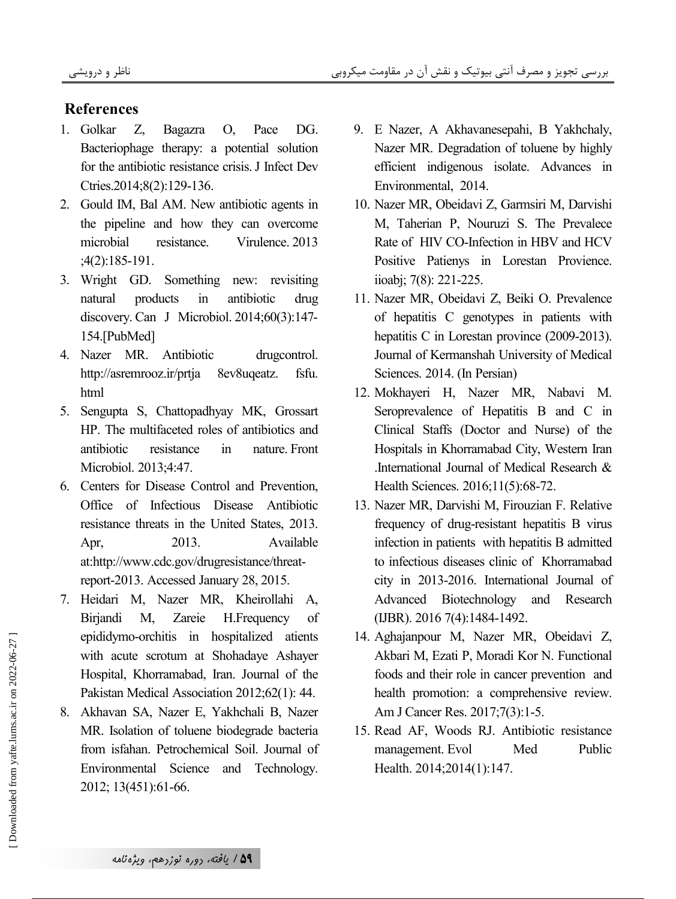## References

1. Golkar Z, Bagazra O, Pace DG. Bacteriophage therapy: a potential solution for the antibiotic resistance crisis. J Infect Dev Ctries.2014;8(2):129-136.
2. Gould IM, Bal AM. New antibiotic agents in the pipeline and how they can overcome microbial resistance. Virulence. 2013 ;4(2):185-191.
3. Wright GD. Something new: revisiting natural products in antibiotic drug discovery. Can J Microbiol. 2014;60(3):147-154.[PubMed]
4. Nazer MR. Antibiotic drugcontrol. http://asremrooz.ir/prtja 8ev8uqeatz. fsfu. html
5. Sengupta S, Chattopadhyay MK, Grossart HP. The multifaceted roles of antibiotics and antibiotic resistance in nature. Front Microbiol. 2013;4:47.
6. Centers for Disease Control and Prevention, Office of Infectious Disease Antibiotic resistance threats in the United States, 2013. Apr, 2013. Available at:http://www.cdc.gov/drugresistance/threat-report-2013. Accessed January 28, 2015.
7. Heidari M, Nazer MR, Kheirollahi A, Birjandi M, Zareie H.Frequency of epididymo-orchitis in hospitalized atients with acute scrotum at Shohadaye Ashayer Hospital, Khorramabad, Iran. Journal of the Pakistan Medical Association 2012;62(1): 44.
8. Akhavan SA, Nazer E, Yakhchali B, Nazer MR. Isolation of toluene biodegrade bacteria from isfahan. Petrochemical Soil. Journal of Environmental Science and Technology. 2012; 13(451):61-66.
9. E Nazer, A Akhavanesepahi, B Yakhchaly, Nazer MR. Degradation of toluene by highly efficient indigenous isolate. Advances in Environmental, 2014.
10. Nazer MR, Obeidavi Z, Garmsiri M, Darvishi M, Taherian P, Nouruzi S. The Prevalece Rate of HIV CO-Infection in HBV and HCV Positive Patienys in Lorestan Provience. iioabj; 7(8): 221-225.
11. Nazer MR, Obeidavi Z, Beiki O. Prevalence of hepatitis C genotypes in patients with hepatitis C in Lorestan province (2009-2013). Journal of Kermanshah University of Medical Sciences. 2014. (In Persian)
12. Mokhayeri H, Nazer MR, Nabavi M. Seroprevalence of Hepatitis B and C in Clinical Staffs (Doctor and Nurse) of the Hospitals in Khorramabad City, Western Iran .International Journal of Medical Research & Health Sciences. 2016;11(5):68-72.
13. Nazer MR, Darvishi M, Firouzian F. Relative frequency of drug-resistant hepatitis B virus infection in patients with hepatitis B admitted to infectious diseases clinic of Khorramabad city in 2013-2016. International Journal of Advanced Biotechnology and Research (IJBR). 2016 7(4):1484-1492.
14. Aghajanpour M, Nazer MR, Obeidavi Z, Akbari M, Ezati P, Moradi Kor N. Functional foods and their role in cancer prevention and health promotion: a comprehensive review. Am J Cancer Res. 2017;7(3):1-5.
15. Read AF, Woods RJ. Antibiotic resistance management. Evol Med Public Health. 2014;2014(1):147.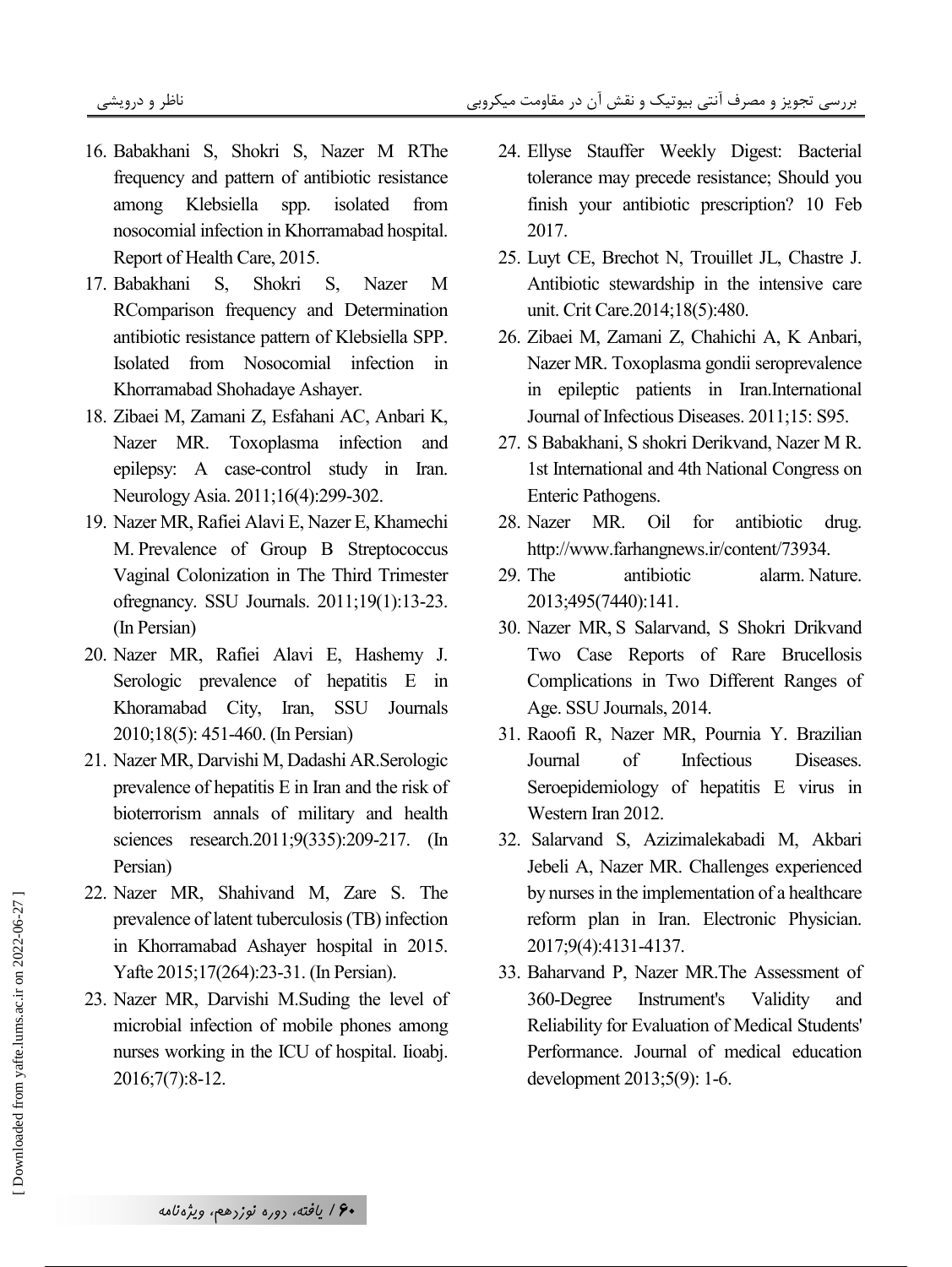16. Babakhani S, Shokri S, Nazer M RThe frequency and pattern of antibiotic resistance among Klebsiella spp. isolated from nosocomial infection in Khorramabad hospital. Report of Health Care, 2015.
17. Babakhani S, Shokri S, Nazer M RComparison frequency and Determination antibiotic resistance pattern of Klebsiella SPP. Isolated from Nosocomial infection in Khorramabad Shohadaye Ashayer.
18. Zibaei M, Zamani Z, Esfahani AC, Anbari K, Nazer MR. Toxoplasma infection and epilepsy: A case-control study in Iran. Neurology Asia. 2011;16(4):299-302.
19. Nazer MR, Rafiei Alavi E, Nazer E, Khamechi M. Prevalence of Group B Streptococcus Vaginal Colonization in The Third Trimester ofregnancy. SSU Journals. 2011;19(1):13-23. (In Persian)
20. Nazer MR, Rafiei Alavi E, Hashemy J. Serologic prevalence of hepatitis E in Khoramabad City, Iran, SSU Journals 2010;18(5): 451-460. (In Persian)
21. Nazer MR, Darvishi M, Dadashi AR.Serologic prevalence of hepatitis E in Iran and the risk of bioterrorism annals of military and health sciences research.2011;9(335):209-217. (In Persian)
22. Nazer MR, Shahivand M, Zare S. The prevalence of latent tuberculosis (TB) infection in Khorramabad Ashayer hospital in 2015. Yafte 2015;17(264):23-31. (In Persian).
23. Nazer MR, Darvishi M.Suding the level of microbial infection of mobile phones among nurses working in the ICU of hospital. Iioabj. 2016;7(7):8-12.
24. Ellyse Stauffer Weekly Digest: Bacterial tolerance may precede resistance; Should you finish your antibiotic prescription? 10 Feb 2017.
25. Luyt CE, Brechot N, Trouillet JL, Chastre J. Antibiotic stewardship in the intensive care unit. Crit Care.2014;18(5):480.
26. Zibaei M, Zamani Z, Chahichi A, K Anbari, Nazer MR. Toxoplasma gondii seroprevalence in epileptic patients in Iran.International Journal of Infectious Diseases. 2011;15: S95.
27. S Babakhani, S shokri Derikvand, Nazer M R. 1st International and 4th National Congress on Enteric Pathogens.
28. Nazer MR. Oil for antibiotic drug. http://www.farhangnews.ir/content/73934.
29. The antibiotic alarm. Nature. 2013;495(7440):141.
30. Nazer MR, S Salarvand, S Shokri Drikvand Two Case Reports of Rare Brucellosis Complications in Two Different Ranges of Age. SSU Journals, 2014.
31. Raoofi R, Nazer MR, Pournia Y. Brazilian Journal of Infectious Diseases. Seroepidemiology of hepatitis E virus in Western Iran 2012.
32. Salarvand S, Azizimalekabadi M, Akbari Jebeli A, Nazer MR. Challenges experienced by nurses in the implementation of a healthcare reform plan in Iran. Electronic Physician. 2017;9(4):4131-4137.
33. Baharvand P, Nazer MR.The Assessment of 360-Degree Instrument's Validity and Reliability for Evaluation of Medical Students' Performance. Journal of medical education development 2013;5(9): 1-6.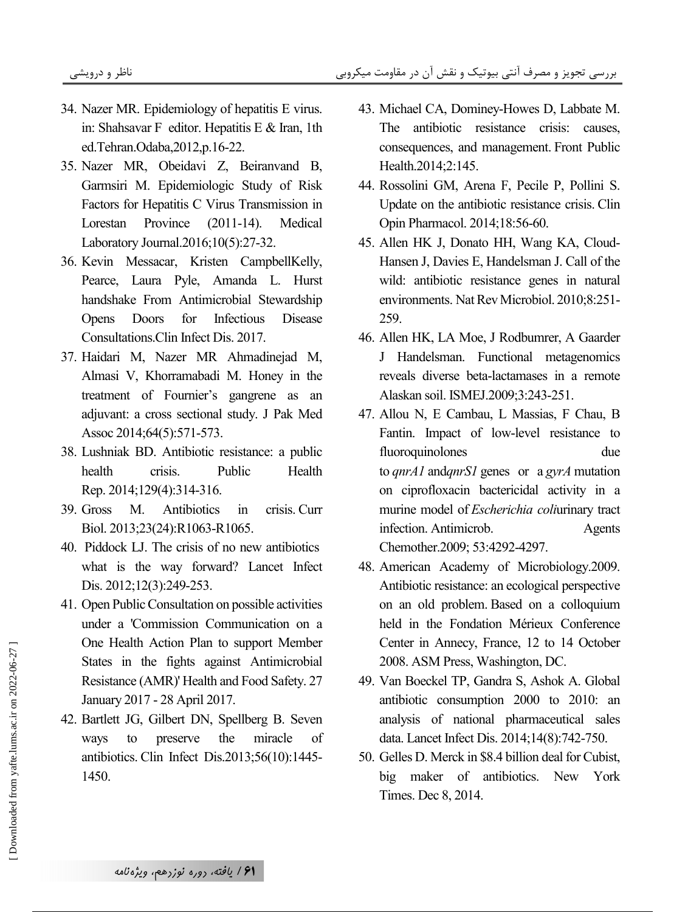34. Nazer MR. Epidemiology of hepatitis E virus. in: Shahsavar F editor. Hepatitis E & Iran, 1th ed.Tehran.Odaba,2012,p.16-22.
35. Nazer MR, Obeidavi Z, Beiranvand B, Garmsiri M. Epidemiologic Study of Risk Factors for Hepatitis C Virus Transmission in Lorestan Province (2011-14). Medical Laboratory Journal.2016;10(5):27-32.
36. Kevin Messacar, Kristen CampbellKelly, Pearce, Laura Pyle, Amanda L. Hurst handshake From Antimicrobial Stewardship Opens Doors for Infectious Disease Consultations.Clin Infect Dis. 2017.
37. Haidari M, Nazer MR Ahmadinejad M, Almasi V, Khorramabadi M. Honey in the treatment of Fournier's gangrene as an adjuvant: a cross sectional study. J Pak Med Assoc 2014;64(5):571-573.
38. Lushniak BD. Antibiotic resistance: a public health crisis. Public Health Rep. 2014;129(4):314-316.
39. Gross M. Antibiotics in crisis. Curr Biol. 2013;23(24):R1063-R1065.
40. Piddock LJ. The crisis of no new antibiotics what is the way forward? Lancet Infect Dis. 2012;12(3):249-253.
41. Open Public Consultation on possible activities under a 'Commission Communication on a One Health Action Plan to support Member States in the fights against Antimicrobial Resistance (AMR)' Health and Food Safety. 27 January 2017 - 28 April 2017.
42. Bartlett JG, Gilbert DN, Spellberg B. Seven ways to preserve the miracle of antibiotics. Clin Infect Dis.2013;56(10):1445-1450.
43. Michael CA, Dominey-Howes D, Labbate M. The antibiotic resistance crisis: causes, consequences, and management. Front Public Health.2014;2:145.
44. Rossolini GM, Arena F, Pecile P, Pollini S. Update on the antibiotic resistance crisis. Clin Opin Pharmacol. 2014;18:56-60.
45. Allen HK J, Donato HH, Wang KA, Cloud-Hansen J, Davies E, Handelsman J. Call of the wild: antibiotic resistance genes in natural environments. Nat Rev Microbiol. 2010;8:251-259.
46. Allen HK, LA Moe, J Rodbumrer, A Gaarder J Handelsman. Functional metagenomics reveals diverse beta-lactamases in a remote Alaskan soil. ISMEJ.2009;3:243-251.
47. Allou N, E Cambau, L Massias, F Chau, B Fantin. Impact of low-level resistance to fluoroquinolones due to *qnrA1* and*qnrS1* genes or a *gyrA* mutation on ciprofloxacin bactericidal activity in a murine model of *Escherichia coli*urinary tract infection. Antimicrob. Agents Chemother.2009; 53:4292-4297.
48. American Academy of Microbiology.2009. Antibiotic resistance: an ecological perspective on an old problem. Based on a colloquium held in the Fondation Mérieux Conference Center in Annecy, France, 12 to 14 October 2008. ASM Press, Washington, DC.
49. Van Boeckel TP, Gandra S, Ashok A. Global antibiotic consumption 2000 to 2010: an analysis of national pharmaceutical sales data. Lancet Infect Dis. 2014;14(8):742-750.
50. Gelles D. Merck in $8.4 billion deal for Cubist, big maker of antibiotics. New York Times. Dec 8, 2014.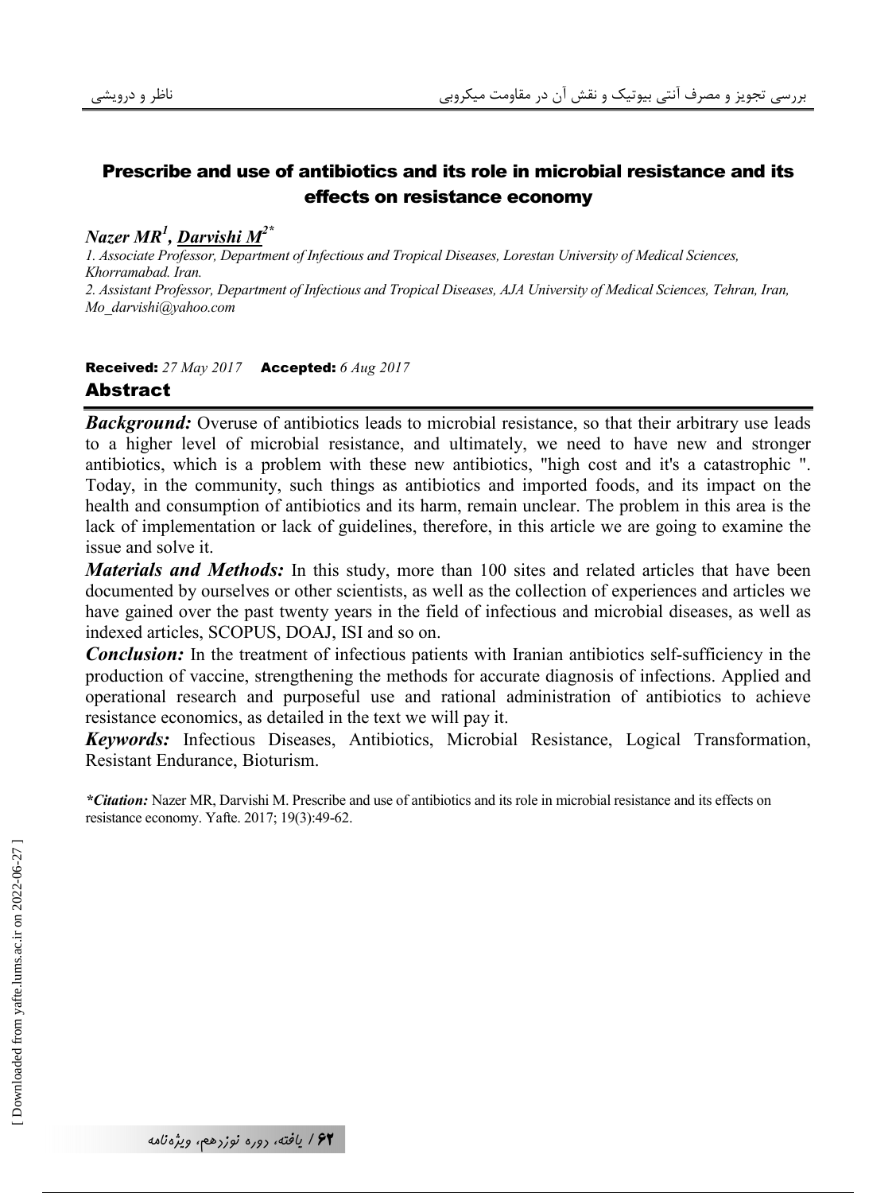# Prescribe and use of antibiotics and its role in microbial resistance and its effects on resistance economy

***Nazer MR*[1], *Darvishi M*[2*]**

*1. Associate Professor, Department of Infectious and Tropical Diseases, Lorestan University of Medical Sciences, Khorramabad. Iran.*

*2. Assistant Professor, Department of Infectious and Tropical Diseases, AJA University of Medical Sciences, Tehran, Iran, Mo_darvishi@yahoo.com*

**Received:** *27 May 2017* **Accepted:** *6 Aug 2017*

## Abstract

***Background:*** Overuse of antibiotics leads to microbial resistance, so that their arbitrary use leads to a higher level of microbial resistance, and ultimately, we need to have new and stronger antibiotics, which is a problem with these new antibiotics, "high cost and it's a catastrophic ". Today, in the community, such things as antibiotics and imported foods, and its impact on the health and consumption of antibiotics and its harm, remain unclear. The problem in this area is the lack of implementation or lack of guidelines, therefore, in this article we are going to examine the issue and solve it.

***Materials and Methods:*** In this study, more than 100 sites and related articles that have been documented by ourselves or other scientists, as well as the collection of experiences and articles we have gained over the past twenty years in the field of infectious and microbial diseases, as well as indexed articles, SCOPUS, DOAJ, ISI and so on.

***Conclusion:*** In the treatment of infectious patients with Iranian antibiotics self-sufficiency in the production of vaccine, strengthening the methods for accurate diagnosis of infections. Applied and operational research and purposeful use and rational administration of antibiotics to achieve resistance economics, as detailed in the text we will pay it.

***Keywords:*** Infectious Diseases, Antibiotics, Microbial Resistance, Logical Transformation, Resistant Endurance, Bioturism.

***\*Citation:*** Nazer MR, Darvishi M. Prescribe and use of antibiotics and its role in microbial resistance and its effects on resistance economy. Yafte. 2017; 19(3):49-62.